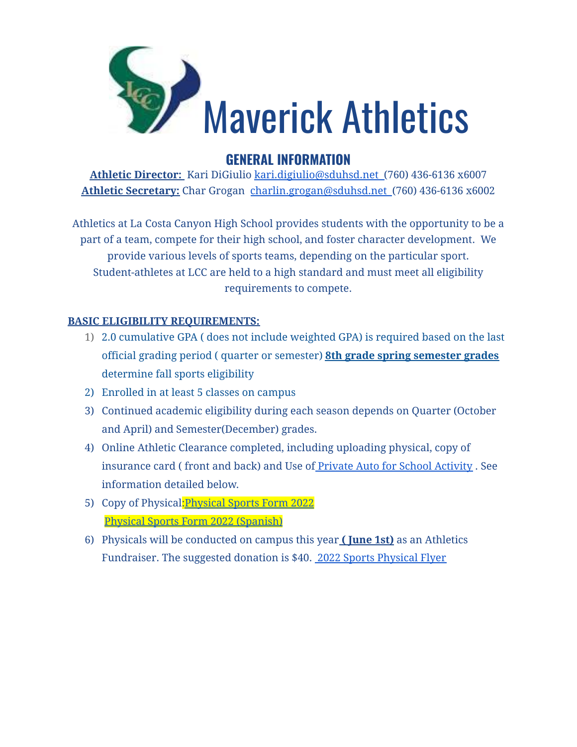# Maverick Athletics

## GENERAL INFORMATION

**Athletic Director:** Kari DiGiulio kari.digiulio@sduhsd.net (760) 436-6136 x6007
**Athletic Secretary:** Char Grogan charlin.grogan@sduhsd.net (760) 436-6136 x6002

Athletics at La Costa Canyon High School provides students with the opportunity to be a part of a team, compete for their high school, and foster character development. We provide various levels of sports teams, depending on the particular sport. Student-athletes at LCC are held to a high standard and must meet all eligibility requirements to compete.

**BASIC ELIGIBILITY REQUIREMENTS:**

1) 2.0 cumulative GPA ( does not include weighted GPA) is required based on the last official grading period ( quarter or semester) **8th grade spring semester grades** determine fall sports eligibility
2) Enrolled in at least 5 classes on campus
3) Continued academic eligibility during each season depends on Quarter (October and April) and Semester(December) grades.
4) Online Athletic Clearance completed, including uploading physical, copy of insurance card ( front and back) and Use of Private Auto for School Activity . See information detailed below.
5) Copy of Physical:Physical Sports Form 2022
   Physical Sports Form 2022 (Spanish)
6) Physicals will be conducted on campus this year **( June 1st)** as an Athletics Fundraiser. The suggested donation is $40. 2022 Sports Physical Flyer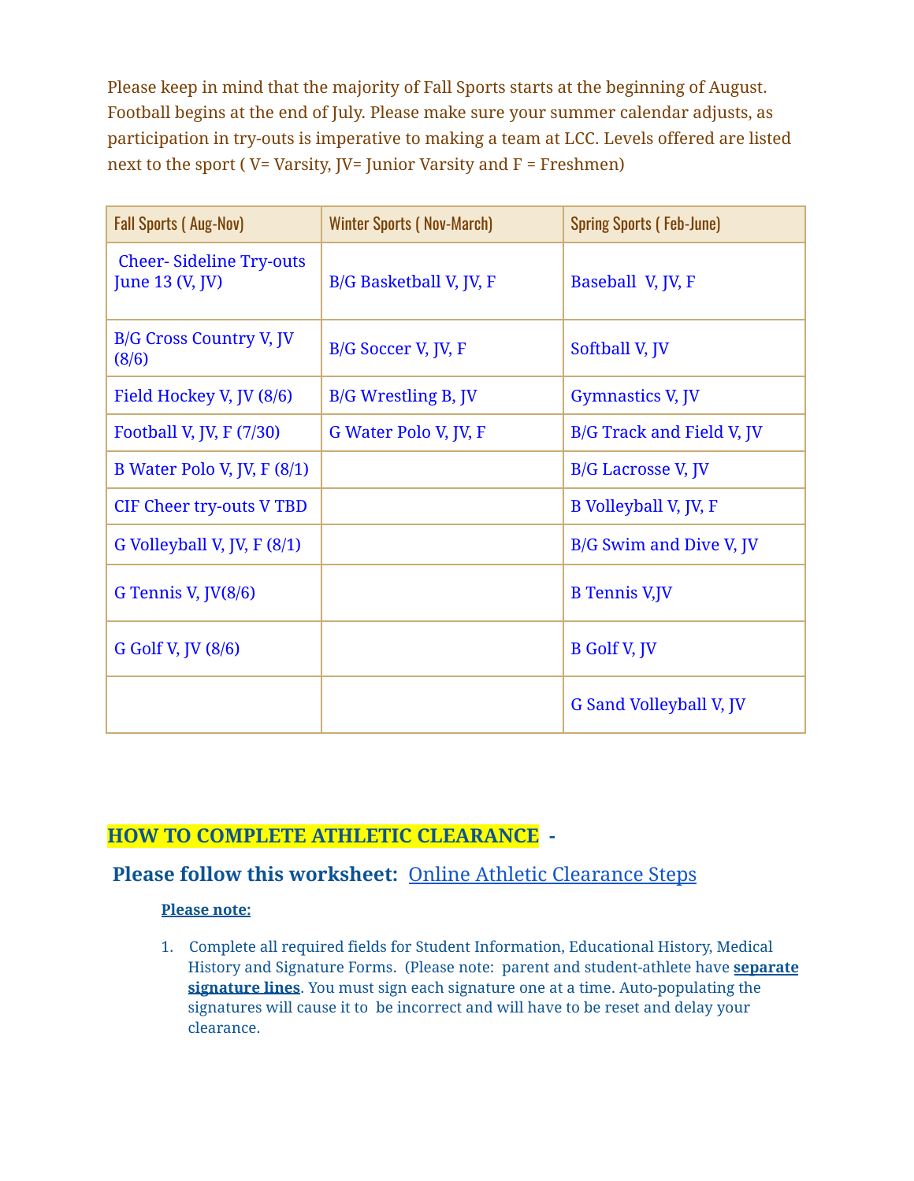Please keep in mind that the majority of Fall Sports starts at the beginning of August. Football begins at the end of July. Please make sure your summer calendar adjusts, as participation in try-outs is imperative to making a team at LCC. Levels offered are listed next to the sport ( V= Varsity, JV= Junior Varsity and F = Freshmen)

| Fall Sports ( Aug-Nov) | Winter Sports ( Nov-March) | Spring Sports ( Feb-June) |
|---|---|---|
| Cheer- Sideline Try-outs June 13 (V, JV) | B/G Basketball V, JV, F | Baseball V, JV, F |
| B/G Cross Country V, JV (8/6) | B/G Soccer V, JV, F | Softball V, JV |
| Field Hockey V, JV (8/6) | B/G Wrestling B, JV | Gymnastics V, JV |
| Football V, JV, F (7/30) | G Water Polo V, JV, F | B/G Track and Field V, JV |
| B Water Polo V, JV, F (8/1) | | B/G Lacrosse V, JV |
| CIF Cheer try-outs V TBD | | B Volleyball V, JV, F |
| G Volleyball V, JV, F (8/1) | | B/G Swim and Dive V, JV |
| G Tennis V, JV(8/6) | | B Tennis V,JV |
| G Golf V, JV (8/6) | | B Golf V, JV |
| | | G Sand Volleyball V, JV |

## HOW TO COMPLETE ATHLETIC CLEARANCE -

### Please follow this worksheet: Online Athletic Clearance Steps

**Please note:**

1. Complete all required fields for Student Information, Educational History, Medical History and Signature Forms. (Please note: parent and student-athlete have **separate signature lines**. You must sign each signature one at a time. Auto-populating the signatures will cause it to be incorrect and will have to be reset and delay your clearance.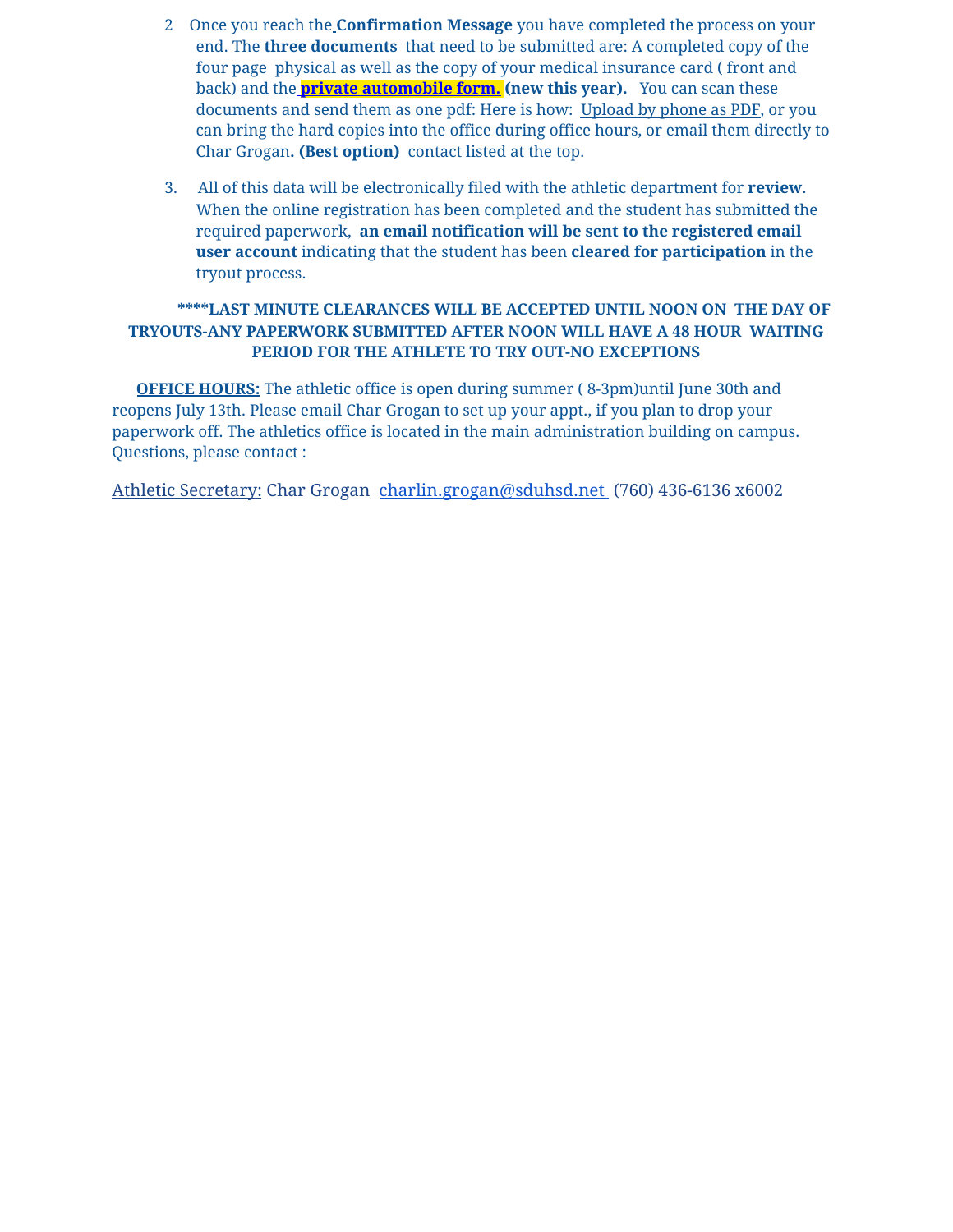2. Once you reach the **Confirmation Message** you have completed the process on your end. The **three documents** that need to be submitted are: A completed copy of the four page physical as well as the copy of your medical insurance card ( front and back) and the **private automobile form.** **(new this year).** You can scan these documents and send them as one pdf: Here is how: Upload by phone as PDF, or you can bring the hard copies into the office during office hours, or email them directly to Char Grogan**. (Best option)** contact listed at the top.

3. All of this data will be electronically filed with the athletic department for **review**. When the online registration has been completed and the student has submitted the required paperwork, **an email notification will be sent to the registered email user account** indicating that the student has been **cleared for participation** in the tryout process.

**\*\*\*\*LAST MINUTE CLEARANCES WILL BE ACCEPTED UNTIL NOON ON THE DAY OF TRYOUTS-ANY PAPERWORK SUBMITTED AFTER NOON WILL HAVE A 48 HOUR WAITING PERIOD FOR THE ATHLETE TO TRY OUT-NO EXCEPTIONS**

**OFFICE HOURS:** The athletic office is open during summer ( 8-3pm)until June 30th and reopens July 13th. Please email Char Grogan to set up your appt., if you plan to drop your paperwork off. The athletics office is located in the main administration building on campus. Questions, please contact :

Athletic Secretary: Char Grogan charlin.grogan@sduhsd.net (760) 436-6136 x6002